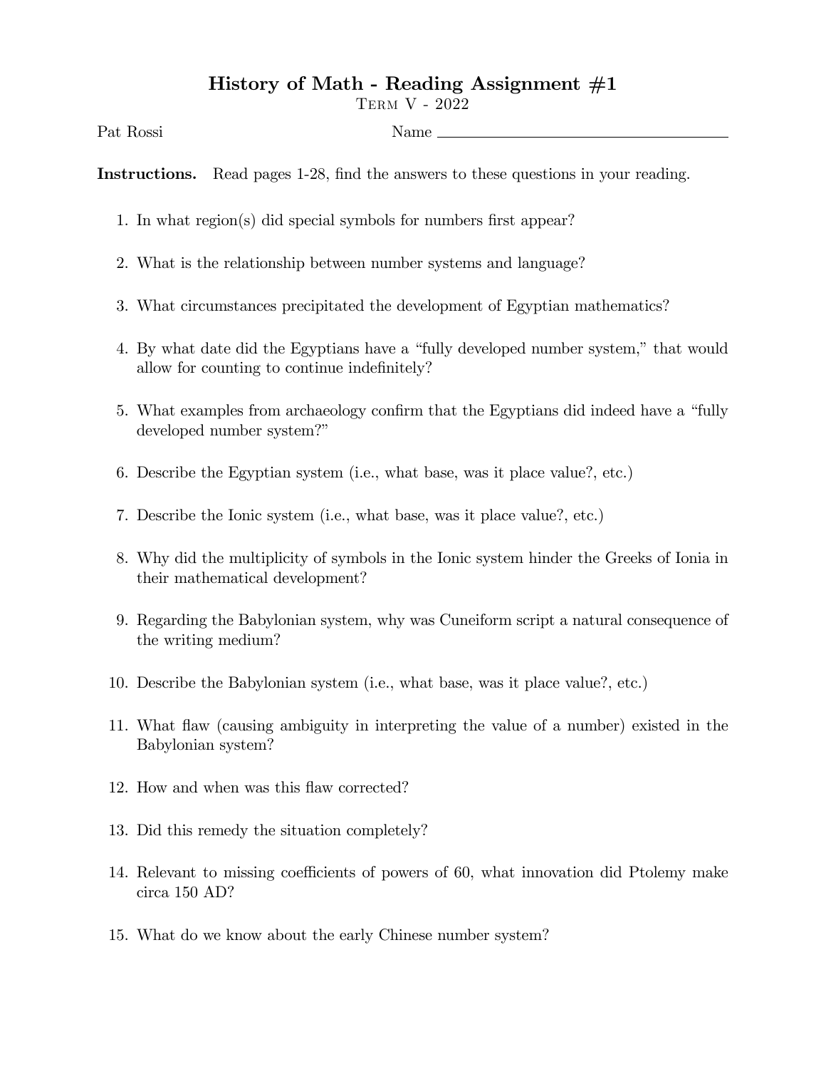# History of Math - Reading Assignment #1

Term V - 2022

Pat Rossi Name ______________________________

**Instructions.** Read pages 1-28, find the answers to these questions in your reading.

1. In what region(s) did special symbols for numbers first appear?
2. What is the relationship between number systems and language?
3. What circumstances precipitated the development of Egyptian mathematics?
4. By what date did the Egyptians have a "fully developed number system," that would allow for counting to continue indefinitely?
5. What examples from archaeology confirm that the Egyptians did indeed have a "fully developed number system?"
6. Describe the Egyptian system (i.e., what base, was it place value?, etc.)
7. Describe the Ionic system (i.e., what base, was it place value?, etc.)
8. Why did the multiplicity of symbols in the Ionic system hinder the Greeks of Ionia in their mathematical development?
9. Regarding the Babylonian system, why was Cuneiform script a natural consequence of the writing medium?
10. Describe the Babylonian system (i.e., what base, was it place value?, etc.)
11. What flaw (causing ambiguity in interpreting the value of a number) existed in the Babylonian system?
12. How and when was this flaw corrected?
13. Did this remedy the situation completely?
14. Relevant to missing coefficients of powers of 60, what innovation did Ptolemy make circa 150 AD?
15. What do we know about the early Chinese number system?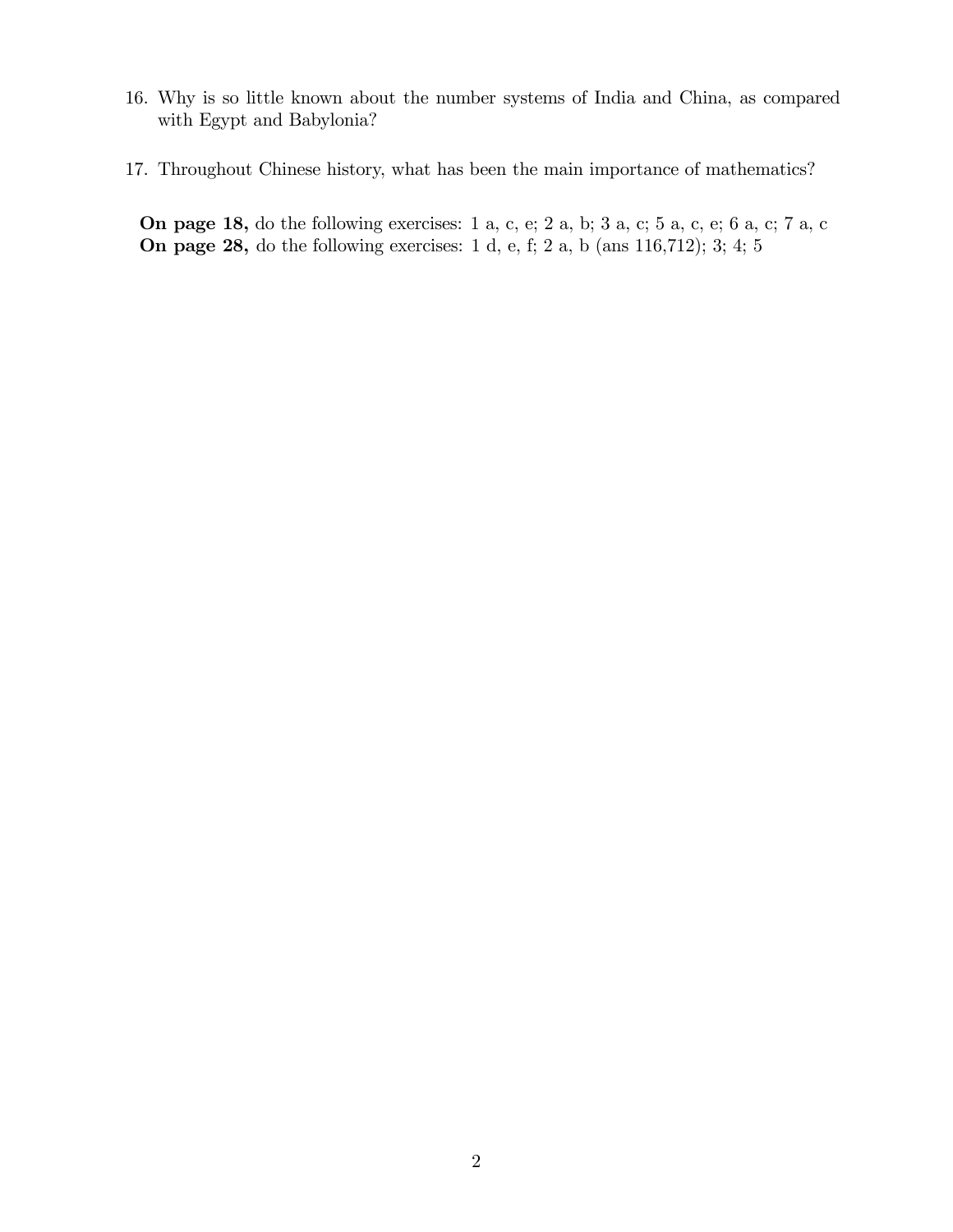16. Why is so little known about the number systems of India and China, as compared with Egypt and Babylonia?

17. Throughout Chinese history, what has been the main importance of mathematics?

**On page 18,** do the following exercises: 1 a, c, e; 2 a, b; 3 a, c; 5 a, c, e; 6 a, c; 7 a, c
**On page 28,** do the following exercises: 1 d, e, f; 2 a, b (ans 116,712); 3; 4; 5